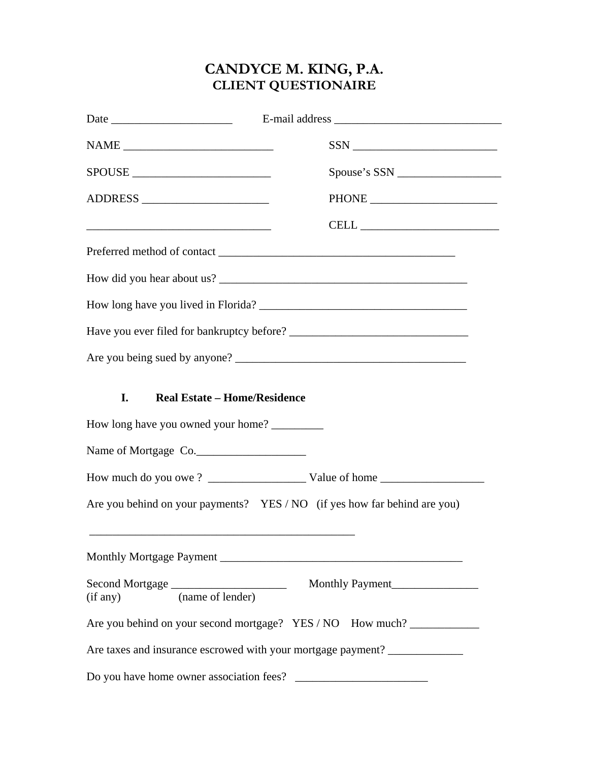# CANDYCE M. KING, P.A.
## CLIENT QUESTIONAIRE

Date _____________________ E-mail address _____________________________

NAME __________________________ SSN _________________________

SPOUSE ________________________ Spouse's SSN __________________

ADDRESS ______________________ PHONE ______________________

________________________________ CELL ________________________

Preferred method of contact __________________________________________

How did you hear about us? ___________________________________________

How long have you lived in Florida? ____________________________________

Have you ever filed for bankruptcy before? _______________________________

Are you being sued by anyone? ________________________________________

### I. Real Estate – Home/Residence

How long have you owned your home? _________

Name of Mortgage Co.___________________

How much do you owe ? _________________ Value of home __________________

Are you behind on your payments? YES / NO (if yes how far behind are you)

_______________________________________________

Monthly Mortgage Payment __________________________________________

Second Mortgage ____________________ Monthly Payment_______________
(if any) (name of lender)

Are you behind on your second mortgage? YES / NO How much? ____________

Are taxes and insurance escrowed with your mortgage payment? _____________

Do you have home owner association fees? _______________________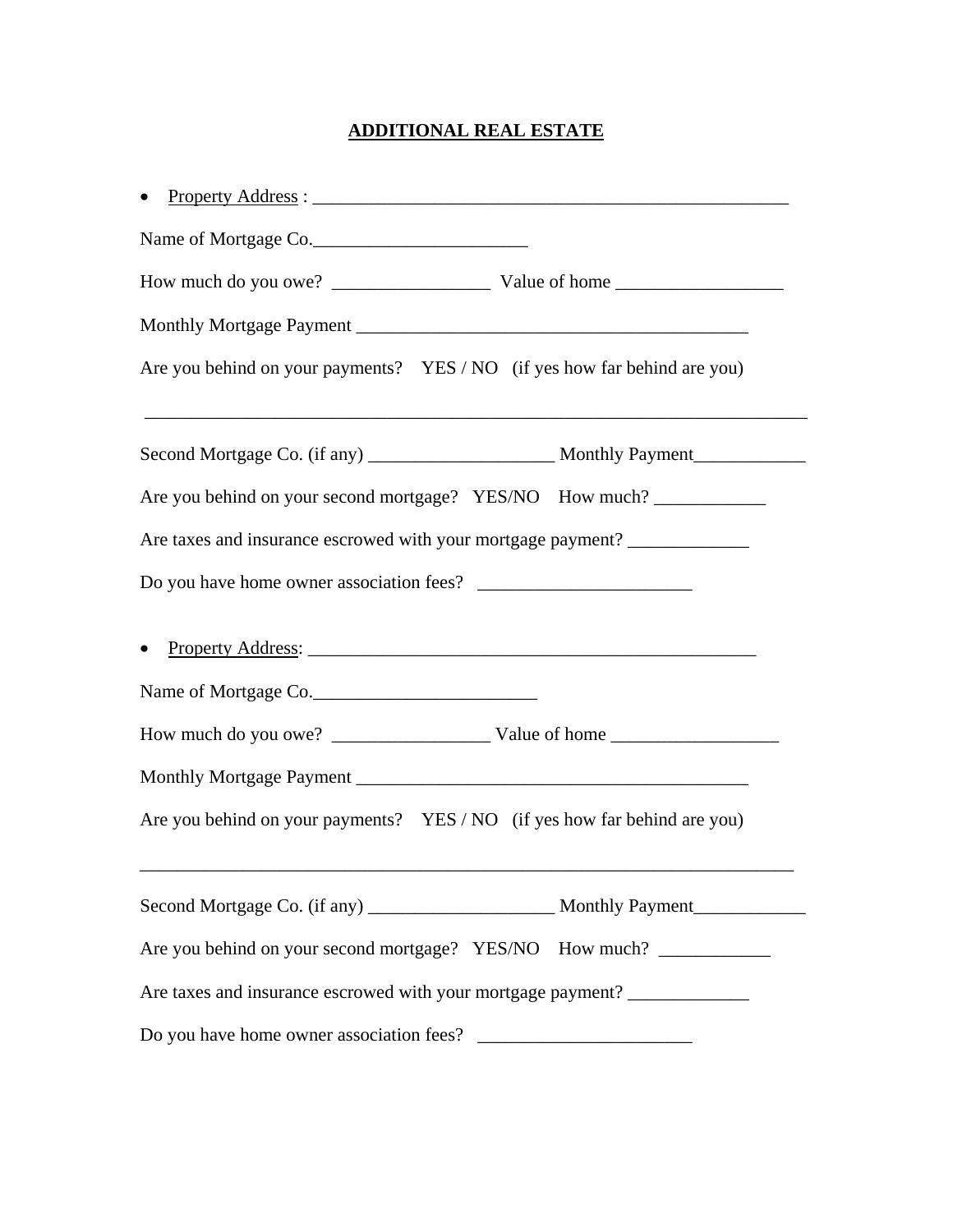# ADDITIONAL REAL ESTATE

- Property Address : ______________________________________________________

Name of Mortgage Co.______________________

How much do you owe? ________________ Value of home _________________

Monthly Mortgage Payment ________________________________________

Are you behind on your payments? YES / NO (if yes how far behind are you)

______________________________________________________________________

Second Mortgage Co. (if any) ___________________ Monthly Payment___________

Are you behind on your second mortgage? YES/NO How much? ___________

Are taxes and insurance escrowed with your mortgage payment? ____________

Do you have home owner association fees? ______________________

- Property Address: __________________________________________________

Name of Mortgage Co.________________________

How much do you owe? ________________ Value of home _________________

Monthly Mortgage Payment ________________________________________

Are you behind on your payments? YES / NO (if yes how far behind are you)

______________________________________________________________________

Second Mortgage Co. (if any) ___________________ Monthly Payment___________

Are you behind on your second mortgage? YES/NO How much? ___________

Are taxes and insurance escrowed with your mortgage payment? ____________

Do you have home owner association fees? ______________________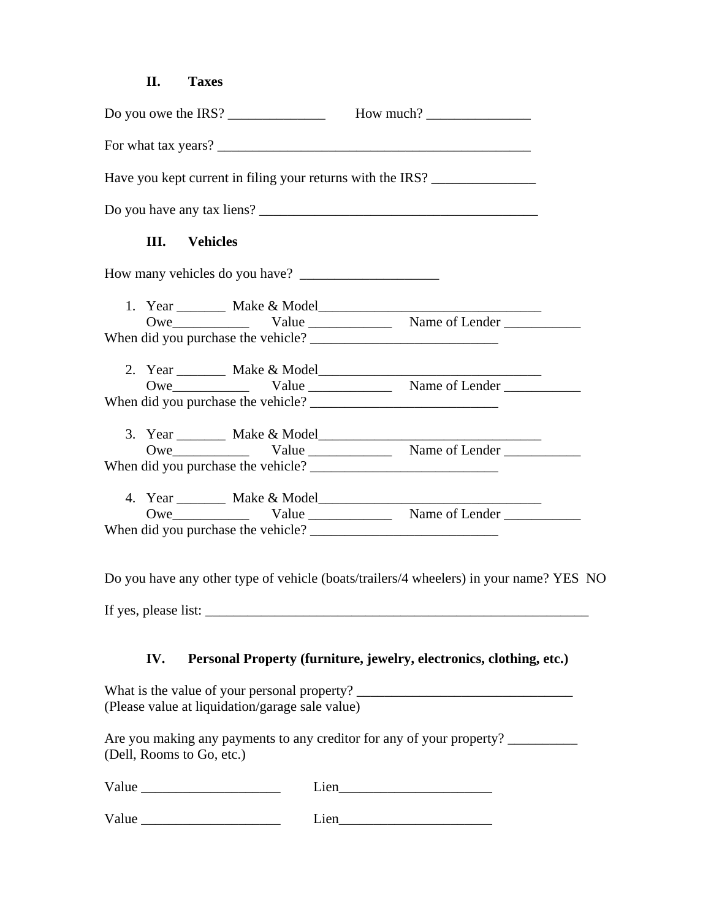## II. Taxes

Do you owe the IRS? ______________ How much? _______________

For what tax years? _______________________________________________

Have you kept current in filing your returns with the IRS? _______________

Do you have any tax liens? _________________________________________

## III. Vehicles

How many vehicles do you have? ____________________

1. Year _______ Make & Model_________________________________
   Owe___________ Value ____________ Name of Lender ___________
   When did you purchase the vehicle? ___________________________

2. Year _______ Make & Model_________________________________
   Owe___________ Value ____________ Name of Lender ___________
   When did you purchase the vehicle? ___________________________

3. Year _______ Make & Model_________________________________
   Owe___________ Value ____________ Name of Lender ___________
   When did you purchase the vehicle? ___________________________

4. Year _______ Make & Model_________________________________
   Owe___________ Value ____________ Name of Lender ___________
   When did you purchase the vehicle? ___________________________

Do you have any other type of vehicle (boats/trailers/4 wheelers) in your name? YES NO

If yes, please list: __________________________________________________________

## IV. Personal Property (furniture, jewelry, electronics, clothing, etc.)

What is the value of your personal property? ________________________________
(Please value at liquidation/garage sale value)

Are you making any payments to any creditor for any of your property? __________
(Dell, Rooms to Go, etc.)

Value ____________________ Lien______________________

Value ____________________ Lien______________________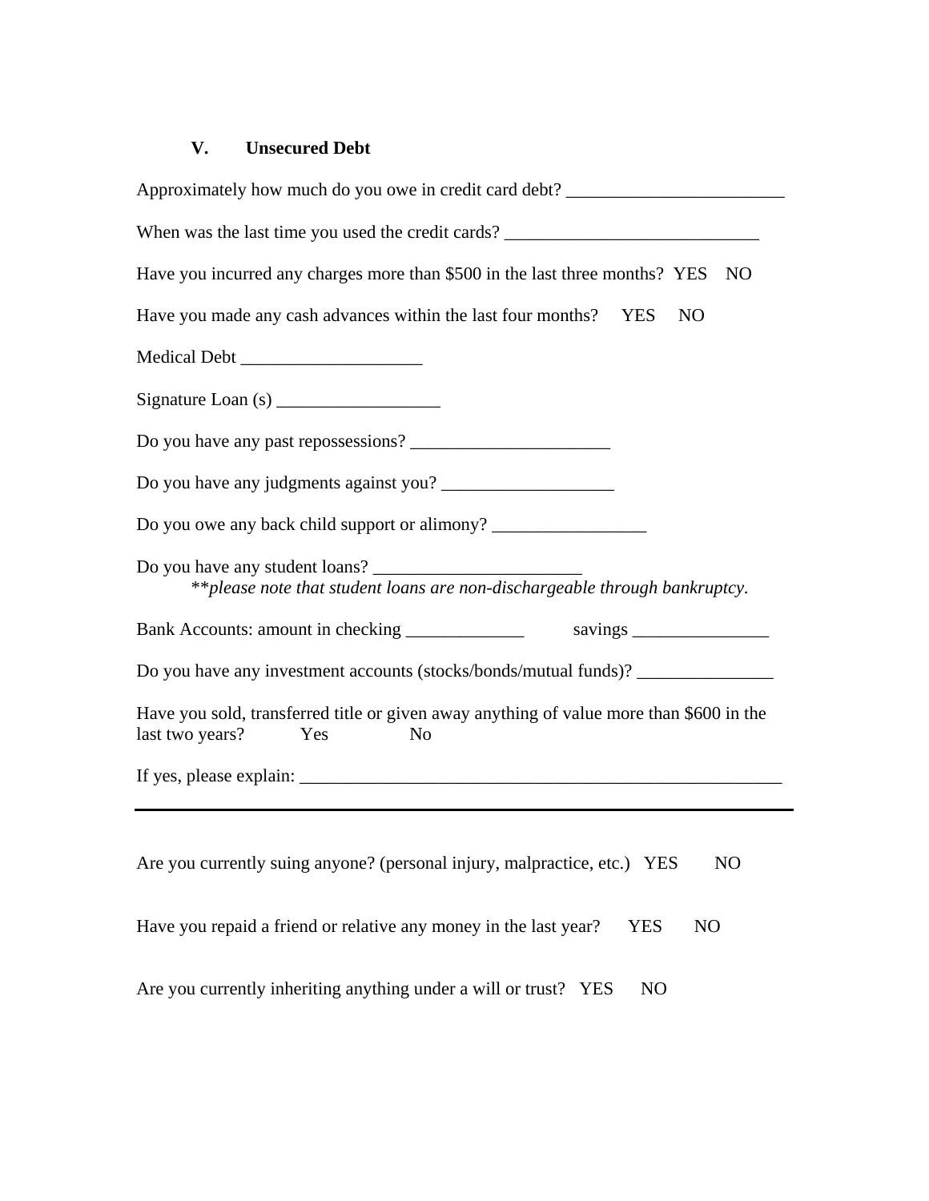### V. Unsecured Debt

Approximately how much do you owe in credit card debt? ________________________

When was the last time you used the credit cards? ____________________________

Have you incurred any charges more than $500 in the last three months? YES NO

Have you made any cash advances within the last four months? YES NO

Medical Debt ____________________

Signature Loan (s) __________________

Do you have any past repossessions? ______________________

Do you have any judgments against you? ___________________

Do you owe any back child support or alimony? _________________

Do you have any student loans? _______________________
*\*\*please note that student loans are non-dischargeable through bankruptcy.*

Bank Accounts: amount in checking _____________ savings _______________

Do you have any investment accounts (stocks/bonds/mutual funds)? _______________

Have you sold, transferred title or given away anything of value more than $600 in the last two years? Yes No

If yes, please explain: _______________________________________________________

---

Are you currently suing anyone? (personal injury, malpractice, etc.) YES NO

Have you repaid a friend or relative any money in the last year? YES NO

Are you currently inheriting anything under a will or trust? YES NO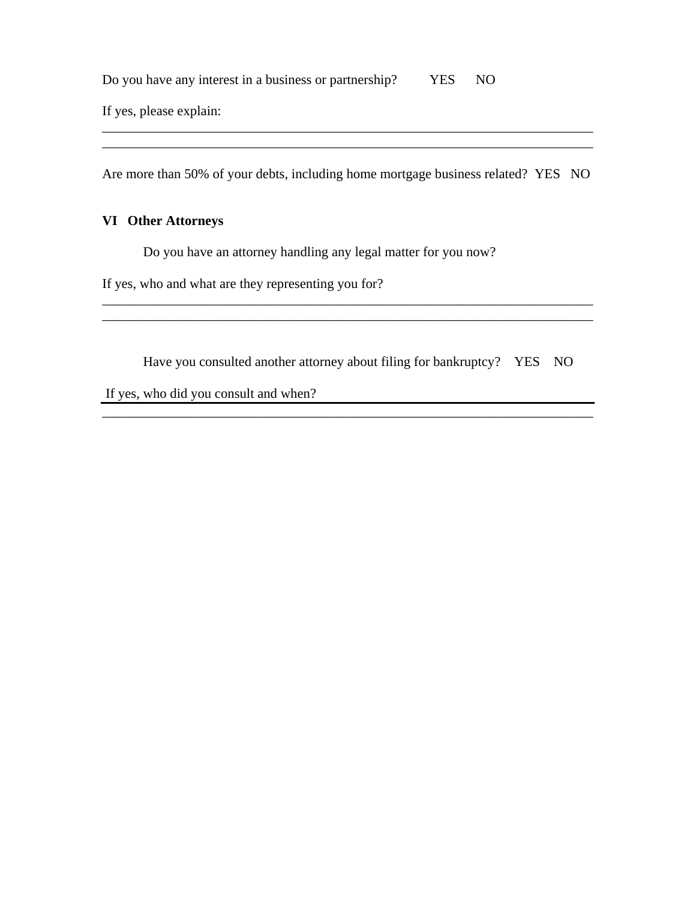Do you have any interest in a business or partnership? YES NO

If yes, please explain:

\_\_\_\_\_\_\_\_\_\_\_\_\_\_\_\_\_\_\_\_\_\_\_\_\_\_\_\_\_\_\_\_\_\_\_\_\_\_\_\_\_\_\_\_\_\_\_\_\_\_\_\_\_\_\_\_\_\_\_\_\_\_\_\_\_\_\_\_\_\_\_\_

\_\_\_\_\_\_\_\_\_\_\_\_\_\_\_\_\_\_\_\_\_\_\_\_\_\_\_\_\_\_\_\_\_\_\_\_\_\_\_\_\_\_\_\_\_\_\_\_\_\_\_\_\_\_\_\_\_\_\_\_\_\_\_\_\_\_\_\_\_\_\_\_

Are more than 50% of your debts, including home mortgage business related? YES NO

## VI Other Attorneys

Do you have an attorney handling any legal matter for you now?

If yes, who and what are they representing you for?

\_\_\_\_\_\_\_\_\_\_\_\_\_\_\_\_\_\_\_\_\_\_\_\_\_\_\_\_\_\_\_\_\_\_\_\_\_\_\_\_\_\_\_\_\_\_\_\_\_\_\_\_\_\_\_\_\_\_\_\_\_\_\_\_\_\_\_\_\_\_\_\_

\_\_\_\_\_\_\_\_\_\_\_\_\_\_\_\_\_\_\_\_\_\_\_\_\_\_\_\_\_\_\_\_\_\_\_\_\_\_\_\_\_\_\_\_\_\_\_\_\_\_\_\_\_\_\_\_\_\_\_\_\_\_\_\_\_\_\_\_\_\_\_\_

Have you consulted another attorney about filing for bankruptcy? YES NO

If yes, who did you consult and when?

\_\_\_\_\_\_\_\_\_\_\_\_\_\_\_\_\_\_\_\_\_\_\_\_\_\_\_\_\_\_\_\_\_\_\_\_\_\_\_\_\_\_\_\_\_\_\_\_\_\_\_\_\_\_\_\_\_\_\_\_\_\_\_\_\_\_\_\_\_\_\_\_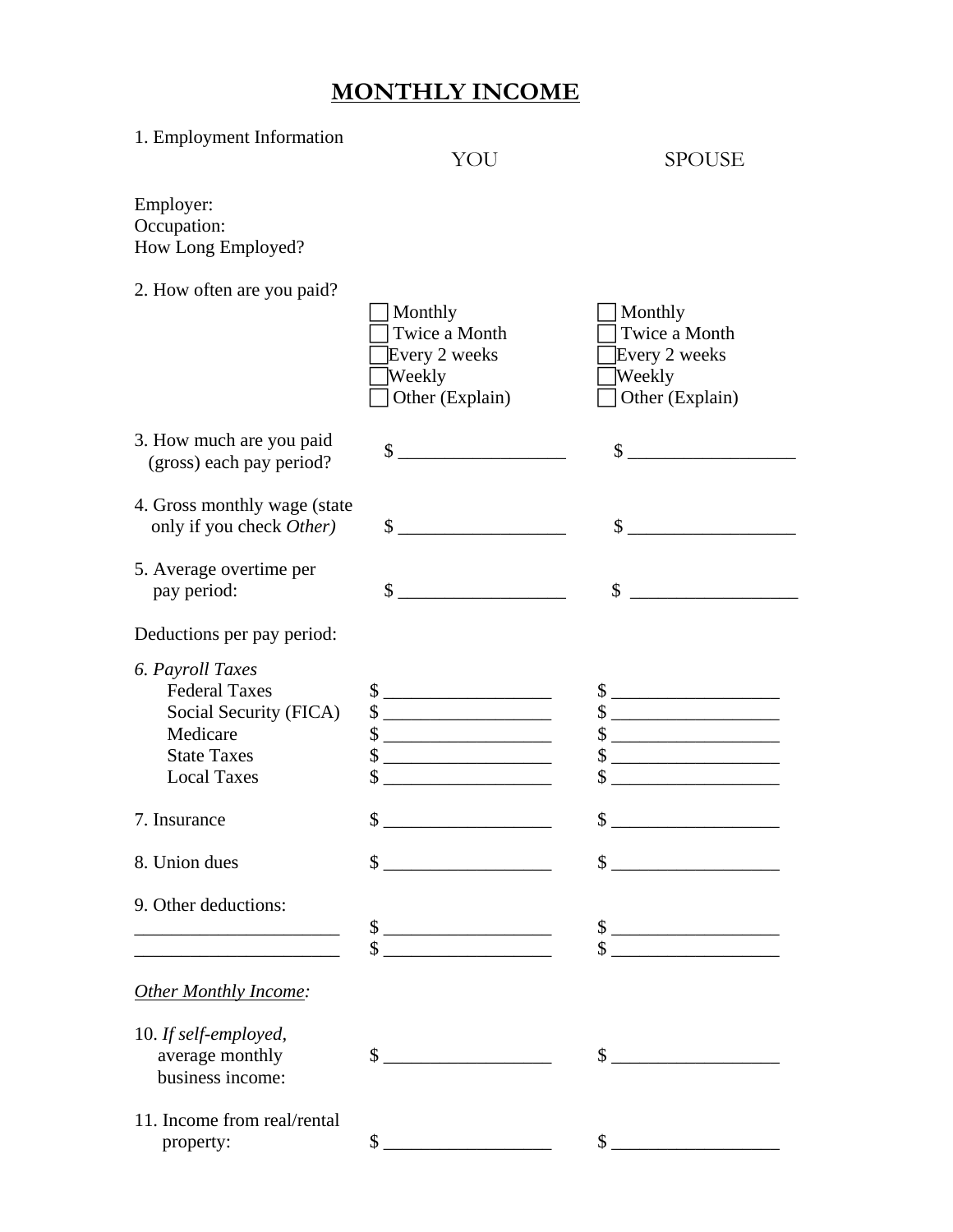# MONTHLY INCOME

1. Employment Information

| | YOU | SPOUSE |
|---|---|---|
| Employer: | | |
| Occupation: | | |
| How Long Employed? | | |

2. How often are you paid?

| | YOU | SPOUSE |
|---|---|---|
| | ☐ Monthly | ☐ Monthly |
| | ☐ Twice a Month | ☐ Twice a Month |
| | ☐ Every 2 weeks | ☐ Every 2 weeks |
| | ☐ Weekly | ☐ Weekly |
| | ☐ Other (Explain) | ☐ Other (Explain) |

| | YOU | SPOUSE |
|---|---|---|
| 3. How much are you paid (gross) each pay period? | $ __________________ | $ __________________ |
| 4. Gross monthly wage (state only if you check *Other)* | $ __________________ | $ __________________ |
| 5. Average overtime per pay period: | $ __________________ | $ __________________ |

Deductions per pay period:

| | YOU | SPOUSE |
|---|---|---|
| *6. Payroll Taxes* | | |
| Federal Taxes | $ __________________ | $ __________________ |
| Social Security (FICA) | $ __________________ | $ __________________ |
| Medicare | $ __________________ | $ __________________ |
| State Taxes | $ __________________ | $ __________________ |
| Local Taxes | $ __________________ | $ __________________ |
| 7. Insurance | $ __________________ | $ __________________ |
| 8. Union dues | $ __________________ | $ __________________ |
| 9. Other deductions: | | |
| ______________________ | $ __________________ | $ __________________ |
| ______________________ | $ __________________ | $ __________________ |

*Other Monthly Income:*

| | YOU | SPOUSE |
|---|---|---|
| 10. *If self-employed,* average monthly business income: | $ __________________ | $ __________________ |
| 11. Income from real/rental property: | $ __________________ | $ __________________ |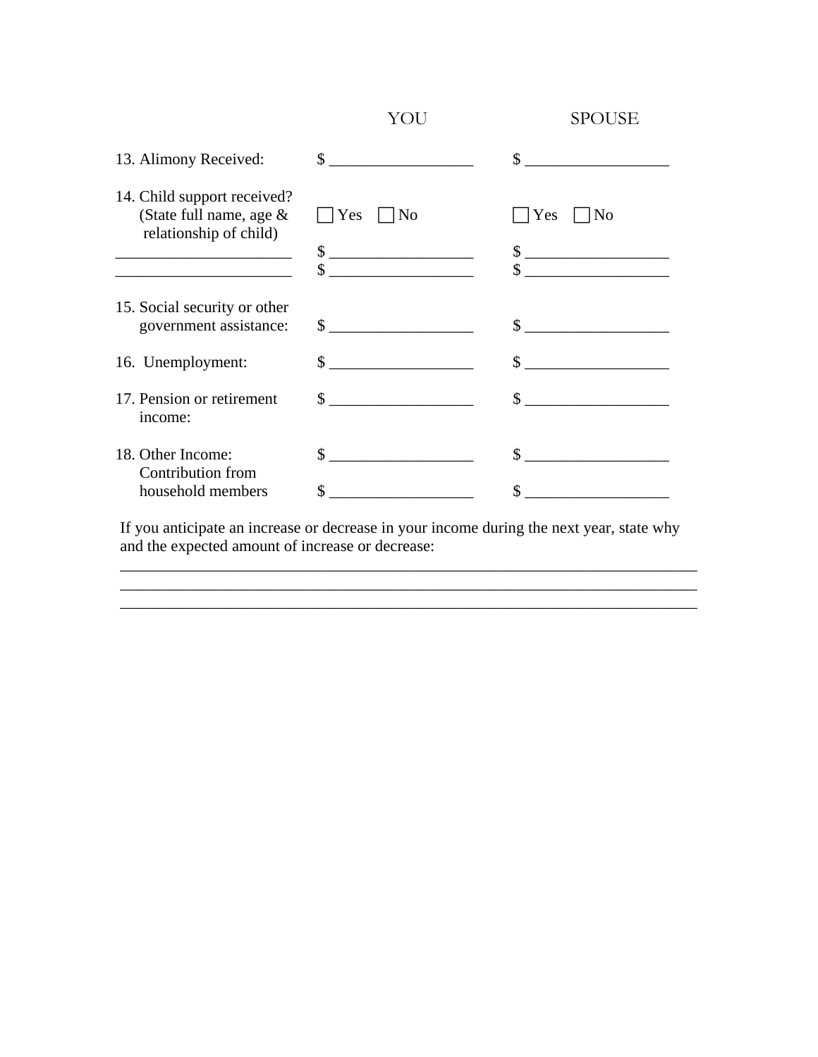| | YOU | SPOUSE |
|---|---|---|
| 13. Alimony Received: | $ __________________ | $ __________________ |
| 14. Child support received? (State full name, age & relationship of child) | ☐ Yes ☐ No | ☐ Yes ☐ No |
| ______________________ | $ __________________ | $ __________________ |
| ______________________ | $ __________________ | $ __________________ |
| 15. Social security or other government assistance: | $ __________________ | $ __________________ |
| 16. Unemployment: | $ __________________ | $ __________________ |
| 17. Pension or retirement income: | $ __________________ | $ __________________ |
| 18. Other Income: | $ __________________ | $ __________________ |
| Contribution from household members | $ __________________ | $ __________________ |

If you anticipate an increase or decrease in your income during the next year, state why and the expected amount of increase or decrease:

___________________________________________________________________________

___________________________________________________________________________

___________________________________________________________________________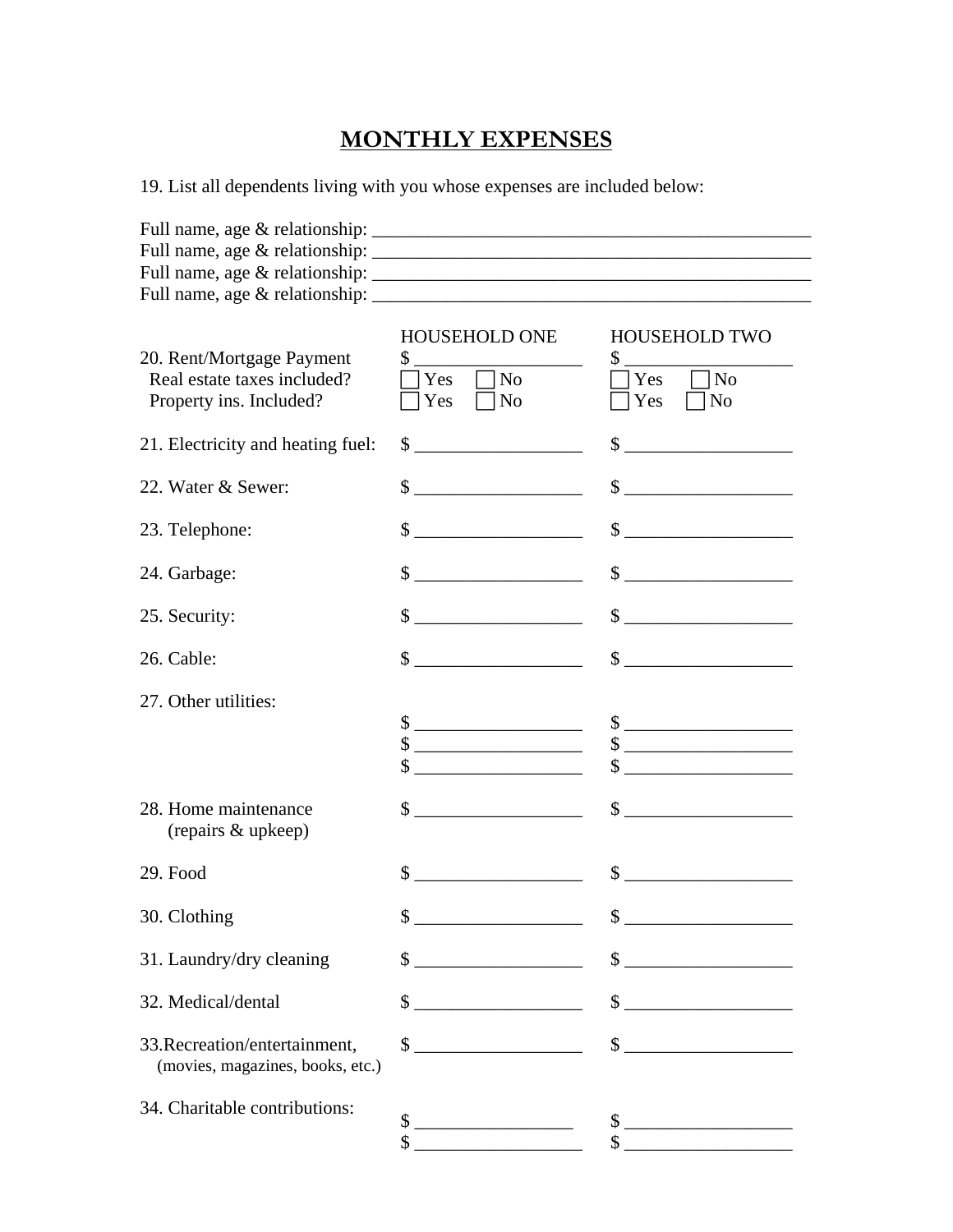# MONTHLY EXPENSES

19. List all dependents living with you whose expenses are included below:

Full name, age & relationship: ___________________________________________________

Full name, age & relationship: ___________________________________________________

Full name, age & relationship: ___________________________________________________

Full name, age & relationship: ___________________________________________________

| | HOUSEHOLD ONE | HOUSEHOLD TWO |
|---|---|---|
| 20. Rent/Mortgage Payment | $ __________________ | $ __________________ |
| Real estate taxes included? | ☐ Yes ☐ No | ☐ Yes ☐ No |
| Property ins. Included? | ☐ Yes ☐ No | ☐ Yes ☐ No |
| 21. Electricity and heating fuel: | $ __________________ | $ __________________ |
| 22. Water & Sewer: | $ __________________ | $ __________________ |
| 23. Telephone: | $ __________________ | $ __________________ |
| 24. Garbage: | $ __________________ | $ __________________ |
| 25. Security: | $ __________________ | $ __________________ |
| 26. Cable: | $ __________________ | $ __________________ |
| 27. Other utilities: | $ __________________ | $ __________________ |
| | $ __________________ | $ __________________ |
| | $ __________________ | $ __________________ |
| 28. Home maintenance (repairs & upkeep) | $ __________________ | $ __________________ |
| 29. Food | $ __________________ | $ __________________ |
| 30. Clothing | $ __________________ | $ __________________ |
| 31. Laundry/dry cleaning | $ __________________ | $ __________________ |
| 32. Medical/dental | $ __________________ | $ __________________ |
| 33.Recreation/entertainment, (movies, magazines, books, etc.) | $ __________________ | $ __________________ |
| 34. Charitable contributions: | $ __________________ | $ __________________ |
| | $ __________________ | $ __________________ |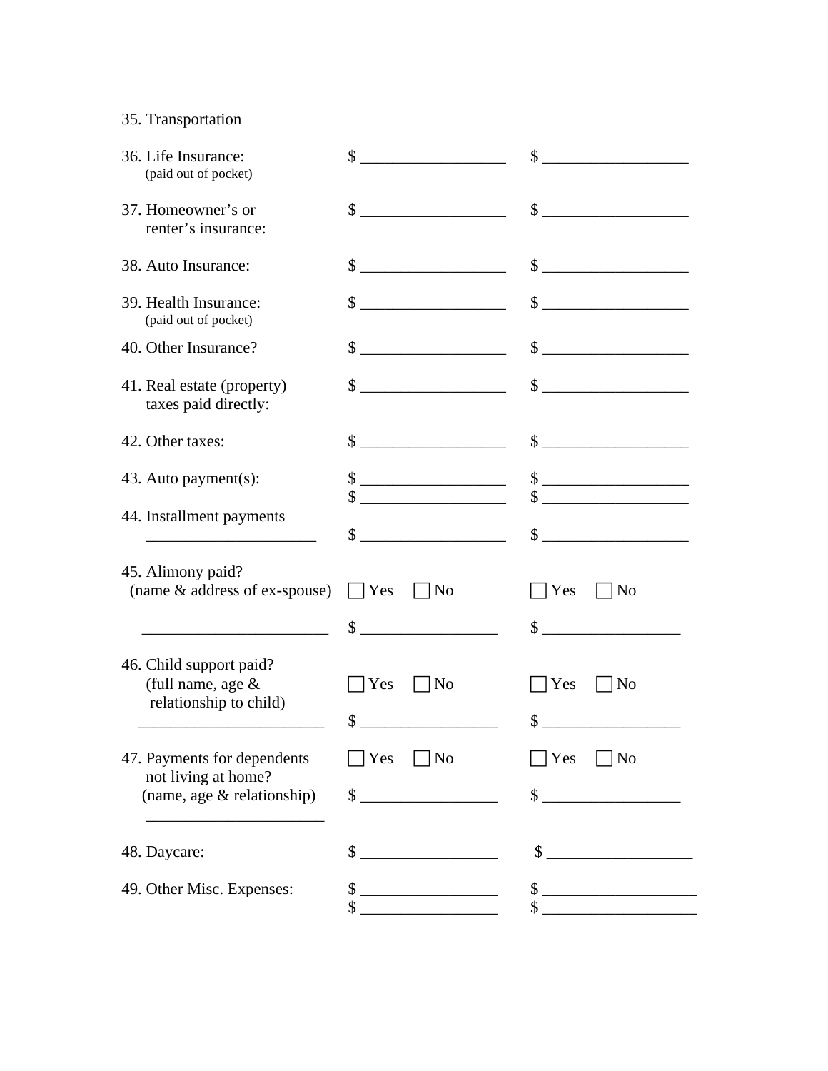35. Transportation

| | | |
|---|---|---|
| 36. Life Insurance: (paid out of pocket) | $ __________________ | $ __________________ |
| 37. Homeowner's or renter's insurance: | $ __________________ | $ __________________ |
| 38. Auto Insurance: | $ __________________ | $ __________________ |
| 39. Health Insurance: (paid out of pocket) | $ __________________ | $ __________________ |
| 40. Other Insurance? | $ __________________ | $ __________________ |
| 41. Real estate (property) taxes paid directly: | $ __________________ | $ __________________ |
| 42. Other taxes: | $ __________________ | $ __________________ |
| 43. Auto payment(s): | $ __________________<br>$ __________________ | $ __________________<br>$ __________________ |
| 44. Installment payments _____________________ | $ __________________ | $ __________________ |
| 45. Alimony paid? (name & address of ex-spouse) | ☐ Yes ☐ No | ☐ Yes ☐ No |
| _______________________ | $ _________________ | $ _________________ |
| 46. Child support paid? (full name, age & relationship to child) | ☐ Yes ☐ No | ☐ Yes ☐ No |
| _______________________ | $ _________________ | $ _________________ |
| 47. Payments for dependents not living at home? | ☐ Yes ☐ No | ☐ Yes ☐ No |
| (name, age & relationship) _______________________ | $ _________________ | $ _________________ |
| 48. Daycare: | $ _________________ | $ __________________ |
| 49. Other Misc. Expenses: | $ _________________<br>$ _________________ | $ ___________________<br>$ ___________________ |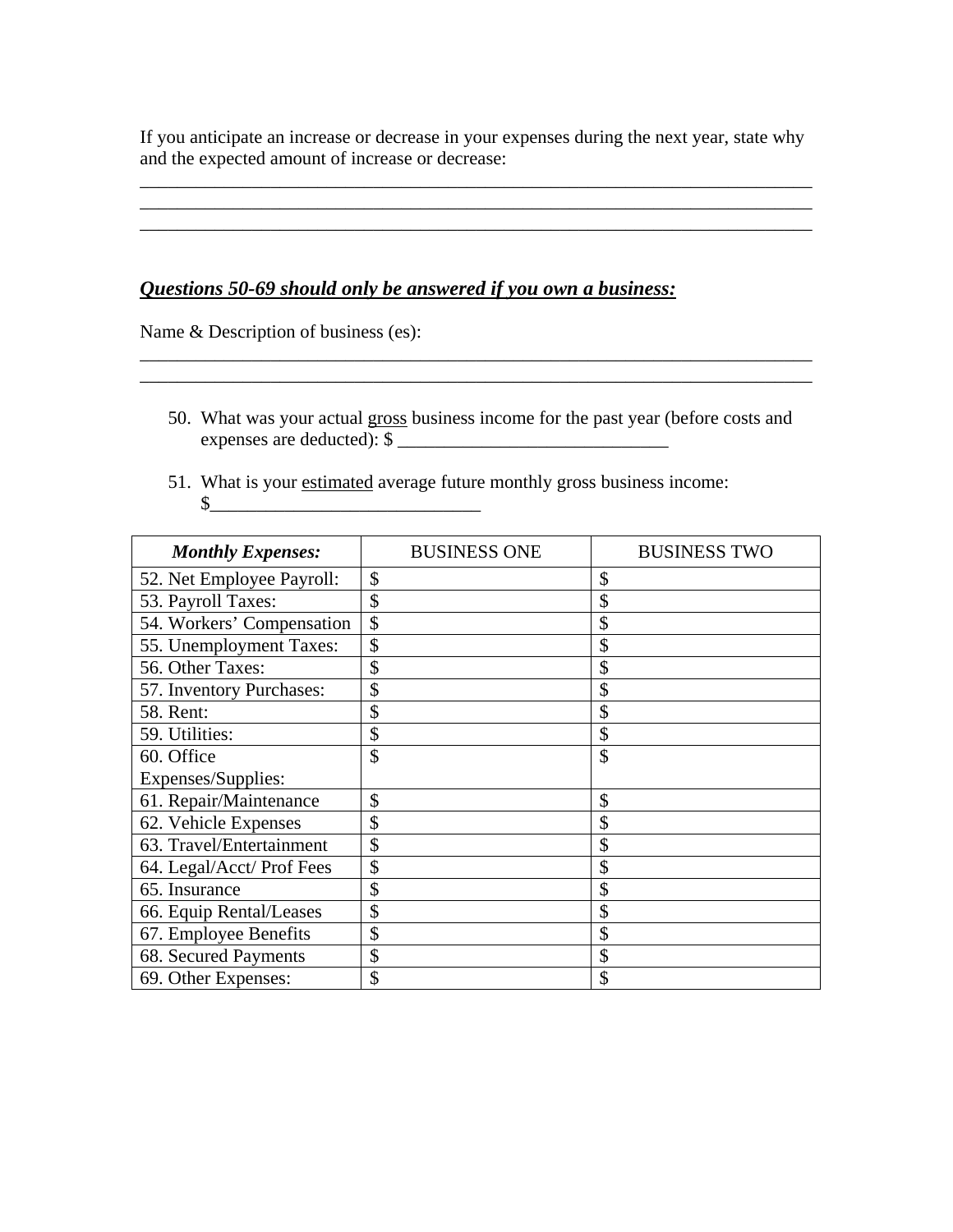If you anticipate an increase or decrease in your expenses during the next year, state why and the expected amount of increase or decrease:

_____________________________________________________________________________
_____________________________________________________________________________
_____________________________________________________________________________

***<u>Questions 50-69 should only be answered if you own a business:</u>***

Name & Description of business (es):

_____________________________________________________________________________
_____________________________________________________________________________

50. What was your actual <u>gross</u> business income for the past year (before costs and expenses are deducted): $ _____________________________

51. What is your <u>estimated</u> average future monthly gross business income: $_____________________________

| ***Monthly Expenses:*** | BUSINESS ONE | BUSINESS TWO |
|---|---|---|
| 52. Net Employee Payroll: | $ | $ |
| 53. Payroll Taxes: | $ | $ |
| 54. Workers' Compensation | $ | $ |
| 55. Unemployment Taxes: | $ | $ |
| 56. Other Taxes: | $ | $ |
| 57. Inventory Purchases: | $ | $ |
| 58. Rent: | $ | $ |
| 59. Utilities: | $ | $ |
| 60. Office Expenses/Supplies: | $ | $ |
| 61. Repair/Maintenance | $ | $ |
| 62. Vehicle Expenses | $ | $ |
| 63. Travel/Entertainment | $ | $ |
| 64. Legal/Acct/ Prof Fees | $ | $ |
| 65. Insurance | $ | $ |
| 66. Equip Rental/Leases | $ | $ |
| 67. Employee Benefits | $ | $ |
| 68. Secured Payments | $ | $ |
| 69. Other Expenses: | $ | $ |